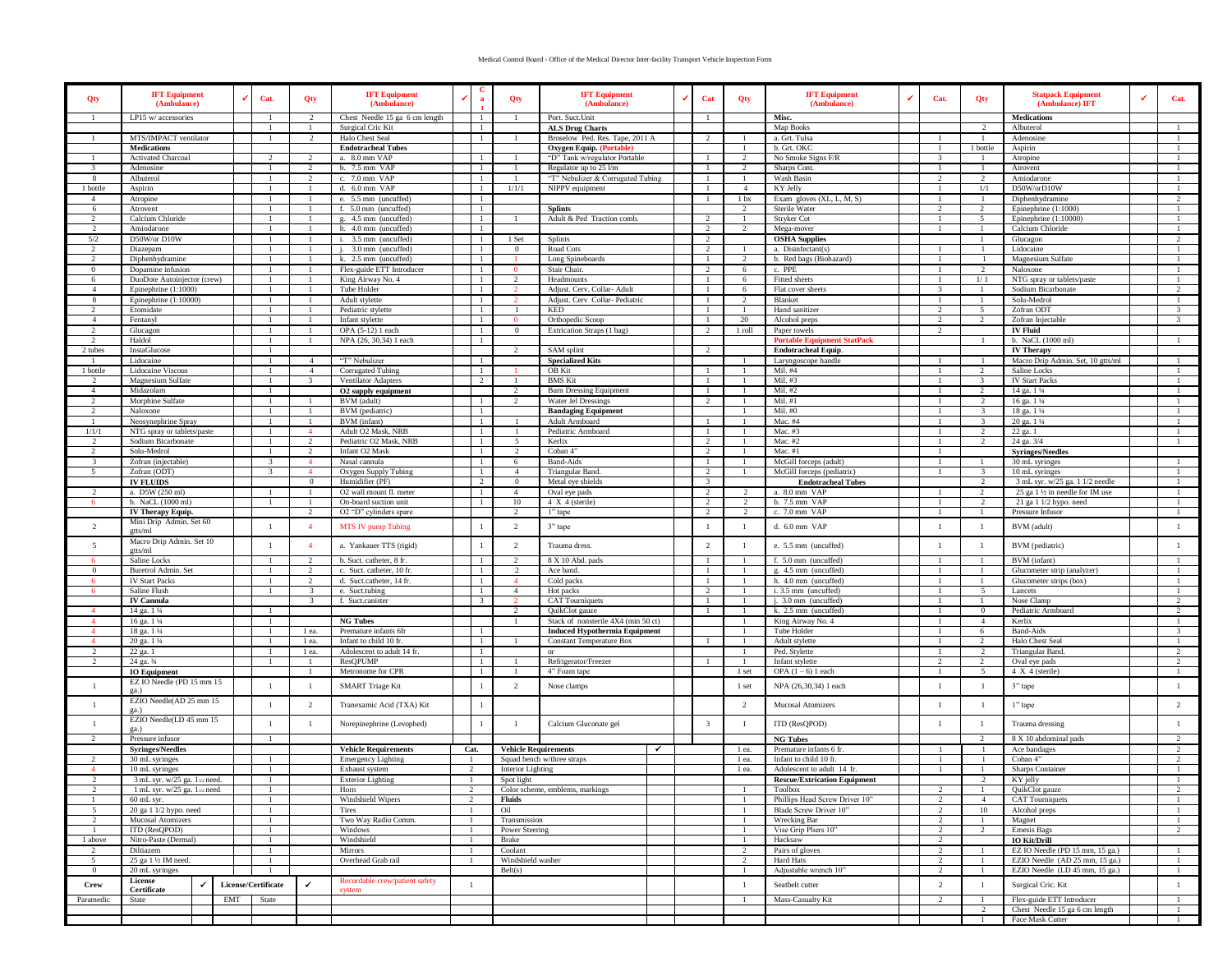# Medical Control Board - Office of the Medical Director Inter-facility Transport Vehicle Inspection Form

| Qty | IFT Equipment (Ambulance) | ✔ | Cat. | Qty | IFT Equipment (Ambulance) | ✔ | Cat | Qty | IFT Equipment (Ambulance) | ✔ | Cat | Qty | IFT Equipment (Ambulance) | ✔ | Cat. | Qty | Statpack Equipment (Ambulance) IFT | ✔ | Cat. |
|---|---|---|---|---|---|---|---|---|---|---|---|---|---|---|---|---|---|---|---|
| 1 | LP15 w/ accessories | | | 2 | Chest Needle 15 ga 6 cm length | | 1 | 1 | Port. Suct.Unit | | 1 | | **Misc.** | | | | **Medications** | | |
| | | | 1 | 1 | Surgical Cric Kit | | 1 | | **ALS Drug Charts** | | | | Map Books | | | 2 | Albuterol | | 1 |
| 1 | MTS/IMPACT ventilator | | 1 | 2 | Halo Chest Seal | | 1 | 1 | Broselow Ped. Res. Tape, 2011 A | | 2 | 2 | a. Grt. Tulsa | | 1 | 1 | Adenosine | | 1 |
| | **Medications** | | | | **Endotracheal Tubes** | | | | **Oxygen Equip. (Portable)** | | | 1 | b. Grt. OKC | | 1 | 1 bottle | Aspirin | | 1 |
| 1 | Activated Charcoal | | 2 | 2 | a. 8.0 mm VAP | | 1 | 1 | "D" Tank w/regulator Portable | | 1 | 2 | No Smoke Signs F/R | | 3 | 1 | Atropine | | 1 |
| 3 | Adenosine | | 1 | 2 | b. 7.5 mm VAP | | 1 | 1 | Regulator up to 25 l/m | | 1 | 2 | Sharps Cont. | | 1 | 1 | Atrovent | | 1 |
| 8 | Albuterol | | 1 | 2 | c. 7.0 mm VAP | | 1 | 1 | "T" Nebulizer & Corrugated Tubing | | 1 | 1 | Wash Basin | | 2 | 2 | Amiodarone | | 1 |
| 1 bottle | Aspirin | | 1 | 1 | d. 6.0 mm VAP | | 1 | 1/1/1 | NIPPV equipment | | 1 | 4 | KY Jelly | | 1 | 1/1 | D50W/orD10W | | 1 |
| 4 | Atropine | | 1 | 1 | e. 5.5 mm (uncuffed) | | 1 | | | | 1 | 1 bx | Exam gloves (XL, L, M, S) | | 1 | 1 | Diphenhydramine | | 2 |
| 6 | Atrovent | | 1 | 1 | f. 5.0 mm (uncuffed) | | 1 | | **Splints** | | | 2 | Sterile Water | | 2 | 2 | Epinephrine (1:1000) | | 1 |
| 2 | Calcium Chloride | | 1 | 1 | g. 4.5 mm (uncuffed) | | 1 | 1 | Adult & Ped Traction comb. | | 2 | 1 | Stryker Cot | | 1 | 5 | Epinephrine (1:10000) | | 1 |
| 2 | Amiodarone | | 1 | 1 | h. 4.0 mm (uncuffed) | | 1 | | | | 2 | 2 | Mega-mover | | 1 | 1 | Calcium Chloride | | 1 |
| 5/2 | D50W/or D10W | | 1 | 1 | i. 3.5 mm (uncuffed) | | 1 | 1 Set | Splints | | 2 | | **OSHA Supplies** | | | 1 | Glucagon | | 2 |
| 2 | Diazepam | | 1 | 1 | j. 3.0 mm (uncuffed) | | 1 | 0 | Road Cots | | 2 | 1 | a. Disinfectant(s) | | 1 | 1 | Lidocaine | | 1 |
| 2 | Diphenhydramine | | 1 | 1 | k. 2.5 mm (uncuffed) | | 1 | 1 | Long Spineboards | | 1 | 2 | b. Red bags (Biohazard) | | 1 | 1 | Magnesium Sulfate | | 1 |
| 0 | Dopamine infusion | | 1 | 1 | Flex-guide ETT Introducer | | 1 | 0 | Stair Chair. | | 2 | 6 | c. PPE | | 1 | 2 | Naloxone | | 1 |
| 6 | DuoDote Autoinjector (crew) | | 1 | 1 | King Airway No. 4 | | 1 | 2 | Headmounts | | 1 | 6 | Fitted sheets | | 1 | 1/1 | NTG spray or tablets/paste | | 1 |
| 4 | Epinephrine (1:1000) | | 1 | 1 | Tube Holder | | 1 | 2 | Adjust. Cerv. Collar- Adult | | 1 | 6 | Flat cover sheets | | 3 | 1 | Sodium Bicarbonate | | 2 |
| 8 | Epinephrine (1:10000) | | 1 | 1 | Adult stylette | | 1 | 2 | Adjust. Cerv Collar- Pediatric | | 1 | 2 | Blanket | | 1 | 1 | Solu-Medrol | | 1 |
| 2 | Etomidate | | 1 | 1 | Pediatric stylette | | 1 | 1 | KED | | 1 | 1 | Hand sanitizer | | 2 | 5 | Zofran ODT | | 3 |
| 4 | Fentanyl | | 1 | 1 | Infant stylette | | 1 | 0 | Orthopedic Scoop | | 1 | 20 | Alcohol preps | | 2 | 2 | Zofran Injectable | | 3 |
| 2 | Glucagon | | 1 | 1 | OPA (5-12) 1 each | | 1 | 0 | Extrication Straps (1 bag) | | 2 | 1 roll | Paper towels | | 2 | | **IV Fluid** | | |
| 2 | Haldol | | 1 | 1 | NPA (26, 30,34) 1 each | | 1 | | | | | | **Portable Equipment StatPack** | | | 1 | b. NaCL (1000 ml) | | 1 |
| 2 tubes | InstaGlucose | | 1 | | | | | 2 | SAM splint | | 2 | | **Endotracheal Equip.** | | | | **IV Therapy** | | |
| 1 | Lidocaine | | 1 | 4 | "T" Nebulizer | | 1 | | **Specialized Kits** | | | 1 | Laryngoscope handle | | 1 | 1 | Macro Drip Admin. Set, 10 gtts/ml | | 1 |
| 1 bottle | Lidocaine Viscous | | 1 | 4 | Corrugated Tubing | | 1 | 1 | OB Kit | | 1 | 1 | Mil. #4 | | 1 | 2 | Saline Locks | | 1 |
| 2 | Magnesium Sulfate | | 1 | 3 | Ventilator Adapters | | 2 | 1 | BMS Kit | | 1 | 1 | Mil. #3 | | 1 | 3 | IV Start Packs | | 1 |
| 4 | Midazolam | | 1 | | **O2 supply equipment** | | | 2 | Burn Dressing Equipment | | 1 | 1 | Mil. #2 | | 1 | 2 | 14 ga. 1 ¼ | | 1 |
| 2 | Morphine Sulfate | | 1 | 1 | BVM (adult) | | 1 | 2 | Water Jel Dressings | | 2 | 1 | Mil. #1 | | 1 | 2 | 16 ga. 1 ¼ | | 1 |
| 2 | Naloxone | | 1 | 1 | BVM (pediatric) | | 1 | | **Bandaging Equipment** | | | 1 | Mil. #0 | | 1 | 3 | 18 ga. 1 ¼ | | 1 |
| 1 | Neosynephrine Spray | | 1 | 1 | BVM (infant) | | 1 | 1 | Adult Armboard | | 1 | 1 | Mac. #4 | | 1 | 3 | 20 ga. 1 ¼ | | 1 |
| 1/1/1 | NTG spray or tablets/paste | | 1 | 4 | Adult O2 Mask, NRB | | 1 | 1 | Pediatric Armboard | | 1 | 1 | Mac. #3 | | 1 | 2 | 22 ga. 1 | | 1 |
| 2 | Sodium Bicarbonate | | 1 | 2 | Pediatric O2 Mask, NRB | | 1 | 5 | Kerlix | | 2 | 1 | Mac. #2 | | 1 | 2 | 24 ga. 3/4 | | 1 |
| 2 | Solu-Medrol | | 1 | 2 | Infant O2 Mask | | 1 | 2 | Coban 4" | | 2 | 1 | Mac. #1 | | 1 | | **Syringes/Needles** | | |
| 3 | Zofran (injectable) | | 3 | 4 | Nasal cannula | | 1 | 6 | Band-Aids | | 1 | 1 | McGill forceps (adult) | | 1 | 1 | 30 mL syringes | | 1 |
| 5 | Zofran (ODT) | | 3 | 4 | Oxygen Supply Tubing | | 1 | 4 | Triangular Band. | | 2 | 1 | McGill forceps (pediatric) | | 1 | 3 | 10 mL syringes | | 1 |
| | **IV FLUIDS** | | | 0 | Humidifier (PF) | | 2 | 0 | Metal eye shields | | 3 | | **Endotracheal Tubes** | | | 2 | 3 mL syr. w/25 ga. 1 1/2 needle | | 1 |
| 2 | a. D5W (250 ml) | | 1 | 1 | O2 wall mount fl. meter | | 1 | 4 | Oval eye pads | | 2 | 2 | a. 8.0 mm VAP | | 1 | 2 | 25 ga 1 ½ in needle for IM use | | 1 |
| 6 | b. NaCL (1000 ml) | | 1 | 1 | On-board suction unit | | 1 | 10 | 4 X 4 (sterile) | | 2 | 2 | b. 7.5 mm VAP | | 1 | 2 | 21 ga 1 1/2 hypo. need | | 1 |
| | **IV Therapy Equip.** | | | 2 | O2 "D" cylinders spare | | | 2 | 1" tape | | 2 | 2 | c. 7.0 mm VAP | | 1 | 1 | Pressure Infusor | | |
| 2 | Mini Drip Admin. Set 60 gtts/ml | | 1 | 4 | MTS IV pump Tubing | | 1 | 2 | 3" tape | | 1 | 1 | d. 6.0 mm VAP | | 1 | 1 | BVM (adult) | | 1 |
| 5 | Macro Drip Admin. Set 10 gtts/ml | | 1 | 4 | a. Yankauer TTS (rigid) | | 1 | 2 | Trauma dress. | | 2 | 1 | e. 5.5 mm (uncuffed) | | 1 | 1 | BVM (pediatric) | | 1 |
| 6 | Saline Locks | | 1 | 2 | b. Suct. catheter, 8 fr. | | 1 | 2 | 8 X 10 Abd. pads | | 1 | 1 | f. 5.0 mm (uncuffed) | | 1 | 1 | BVM (infant) | | 1 |
| 0 | Buretrol Admin. Set | | 1 | 2 | c. Suct. catheter, 10 fr. | | 1 | 2 | Ace band. | | 1 | 1 | g. 4.5 mm (uncuffed) | | 1 | 1 | Glucometer strip (analyzer) | | 1 |
| 6 | IV Start Packs | | 1 | 2 | d. Suct.catheter, 14 fr. | | 1 | 4 | Cold packs | | 1 | 1 | h. 4.0 mm (uncuffed) | | 1 | 1 | Glucometer strips (box) | | 1 |
| 6 | Saline Flush | | 1 | 3 | e. Suct.tubing | | 1 | 4 | Hot packs | | 2 | 1 | i. 3.5 mm (uncuffed) | | 1 | 5 | Lancets | | 1 |
| | **IV Cannula** | | | 3 | f. Suct.canister | | 3 | 2 | CAT Tourniquets | | 1 | 1 | j. 3.0 mm (uncuffed) | | 1 | 1 | Nose Clamp | | 2 |
| 4 | 14 ga. 1 ¼ | | 1 | | | | | 2 | QuikClot gauze | | 1 | 1 | k. 2.5 mm (uncuffed) | | 1 | 0 | Pediatric Armboard | | 2 |
| 4 | 16 ga. 1 ¼ | | 1 | | **NG Tubes** | | | 1 | Stack of nonsterile 4X4 (min 50 ct) | | | 1 | King Airway No. 4 | | 1 | 4 | Kerlix | | 1 |
| 4 | 18 ga. 1 ¼ | | 1 | 1 ea. | Premature infants 6fr | | 1 | | **Induced Hypothermia Equipment** | | | 1 | Tube Holder | | 1 | 6 | Band-Aids | | 3 |
| 4 | 20 ga. 1 ¼ | | 1 | 1 ea. | Infant to child 10 fr. | | 1 | 1 | Constant Temperature Box | | 1 | 1 | Adult stylette | | 1 | 2 | Halo Chest Seal | | 1 |
| 2 | 22 ga. 1 | | 1 | 1 ea. | Adolescent to adult 14 fr. | | 1 | | or | | | 1 | Ped. Stylette | | 1 | 2 | Triangular Band. | | 2 |
| 2 | 24 ga. ¾ | | 1 | 1 | ResQPUMP | | 1 | 1 | Refrigerator/Freezer | | 1 | 1 | Infant stylette | | 2 | 2 | Oval eye pads | | 2 |
| | **IO Equipment** | | | 1 | Metronome for CPR | | 1 | 1 | 4" Foam tape | | | 1 set | OPA (1 – 6) 1 each | | 1 | 5 | 4 X 4 (sterile) | | 1 |
| 1 | EZ IO Needle (PD 15 mm 15 ga.) | | 1 | 1 | SMART Triage Kit | | 1 | 2 | Nose clamps | | | 1 set | NPA (26,30,34) 1 each | | 1 | 1 | 3" tape | | 1 |
| 1 | EZIO Needle(AD 25 mm 15 ga.) | | 1 | 2 | Tranexamic Acid (TXA) Kit | | 1 | | | | | 2 | Mucosal Atomizers | | 1 | 1 | 1" tape | | 2 |
| 1 | EZIO Needle(LD 45 mm 15 ga.) | | 1 | 1 | Norepinephrine (Levophed) | | 1 | 1 | Calcium Gluconate gel | | 3 | 1 | ITD (ResQPOD) | | 1 | 1 | Trauma dressing | | 1 |
| 2 | Pressure infusor | | 1 | | | | | | | | | | **NG Tubes** | | | 2 | 8 X 10 abdominal pads | | 2 |
| | **Syringes/Needles** | | | | **Vehicle Requirements** | | Cat. | | **Vehicle Requirements** | ✔ | | 1 ea. | Premature infants 6 fr. | | 1 | 1 | Ace bandages | | 2 |
| 2 | 30 mL syringes | | 1 | | Emergency Lighting | | 1 | | Squad bench w/three straps | | | 1 ea. | Infant to child 10 fr. | | 1 | 1 | Coban 4" | | 2 |
| 4 | 10 mL syringes | | 1 | | Exhaust system | | 2 | | Interior Lighting | | | 1 ea. | Adolescent to adult 14 fr. | | 1 | 1 | Sharps Container | | 1 |
| 2 | 3 mL syr. w/25 ga. 1½ need. | | 1 | | Exterior Lighting | | 1 | | Spot light | | | | **Rescue/Extrication Equipment** | | | 2 | KY jelly | | 1 |
| 2 | 1 mL syr. w/25 ga. 1½ need. | | 1 | | Horn | | 2 | | Color scheme, emblems, markings | | | 1 | Toolbox | | 2 | 1 | QuikClot gauze | | 2 |
| 1 | 60 mL syr. | | 1 | | Windshield Wipers | | 2 | | **Fluids** | | | 1 | Phillips Head Screw Driver 10" | | 2 | 4 | CAT Tourniquets | | 1 |
| 5 | 20 ga 1 1/2 hypo. need | | 1 | | Tires | | 1 | | Oil | | | 1 | Blade Screw Driver 10" | | 2 | 10 | Alcohol preps | | 1 |
| 2 | Mucosal Atomizers | | 1 | | Two Way Radio Comm. | | 1 | | Transmission | | | 1 | Wrecking Bar | | 2 | 1 | Magnet | | 1 |
| 1 | ITD (ResQPOD) | | 1 | | Windows | | 1 | | Power Steering | | | 1 | Vise Grip Pliers 10" | | 2 | 2 | Emesis Bags | | 2 |
| 1 above | Nitro-Paste (Dermal) | | 1 | | Windshield | | 1 | | Brake | | | 1 | Hacksaw | | 2 | | **IO Kit/Drill** | | |
| 2 | Diltiazem | | 1 | | Mirrors | | 1 | | Coolant | | | 2 | Pairs of gloves | | 2 | 1 | EZ IO Needle (PD 15 mm, 15 ga.) | | 1 |
| 5 | 25 ga 1 ½ IM need. | | 1 | | Overhead Grab rail | | 1 | | Windshield washer | | | 2 | Hard Hats | | 2 | 1 | EZIO Needle (AD 25 mm, 15 ga.) | | 1 |
| 0 | 20 mL syringes | | 1 | | | | | | Belt(s) | | | 1 | Adjustable wrench 10" | | 2 | 1 | EZIO Needle (LD 45 mm, 15 ga.) | | 1 |
| **Crew** | **License Certificate** | ✔ | **License/Certificate** | ✔ | Recordable crew/patient safety system | | 1 | | | | | 1 | Seatbelt cutter | | 2 | 1 | Surgical Cric. Kit | | 1 |
| Paramedic | State | EMT | State | | | | | | | | | 1 | Mass-Casualty Kit | | 2 | 1 | Flex-guide ETT Introducer | | 1 |
| | | | | | | | | | | | | | | | | 2 | Chest Needle 15 ga 6 cm length | | 1 |
| | | | | | | | | | | | | | | | | 1 | Face Mask Cutter | | 1 |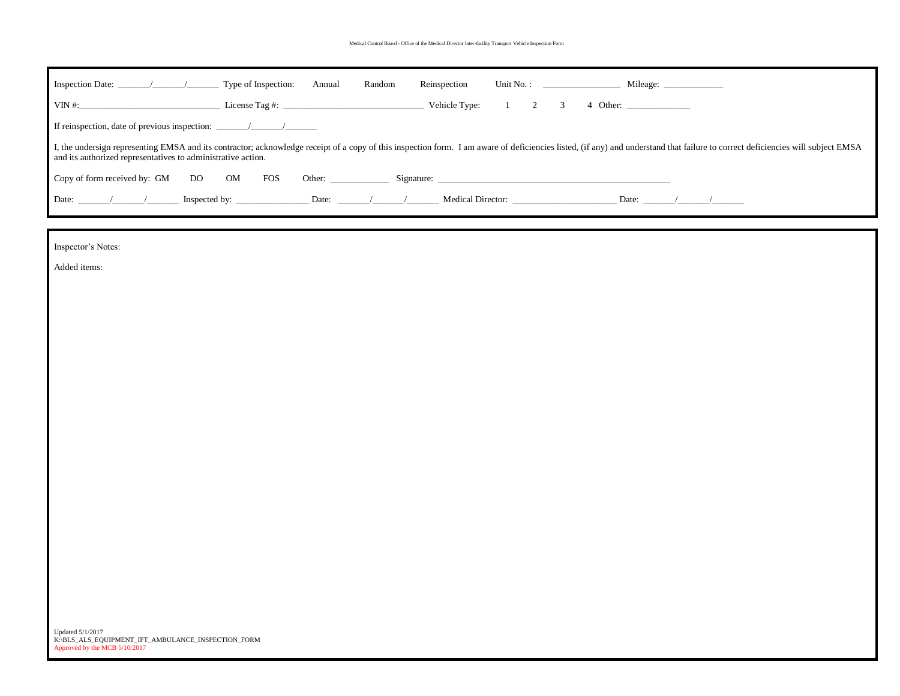Inspection Date: _______/_______/_______ Type of Inspection: Annual Random Reinspection Unit No. : ________________ Mileage: _____________

VIN #:______________________________ License Tag #: ______________________________ Vehicle Type: 1 2 3 4 Other: ______________

If reinspection, date of previous inspection: _______/_______/_______

I, the undersign representing EMSA and its contractor; acknowledge receipt of a copy of this inspection form. I am aware of deficiencies listed, (if any) and understand that failure to correct deficiencies will subject EMSA and its authorized representatives to administrative action.

Copy of form received by: GM DO OM FOS Other: _____________ Signature: ________________________________________________

Date: _______/_______/_______ Inspected by: ________________ Date: _______/_______/_______ Medical Director: ______________________ Date: _______/_______/_______

Inspector's Notes:

Added items:

Updated 5/1/2017
K:\BLS_ALS_EQUIPMENT_IFT_AMBULANCE_INSPECTION_FORM
Approved by the MCB 5/10/2017